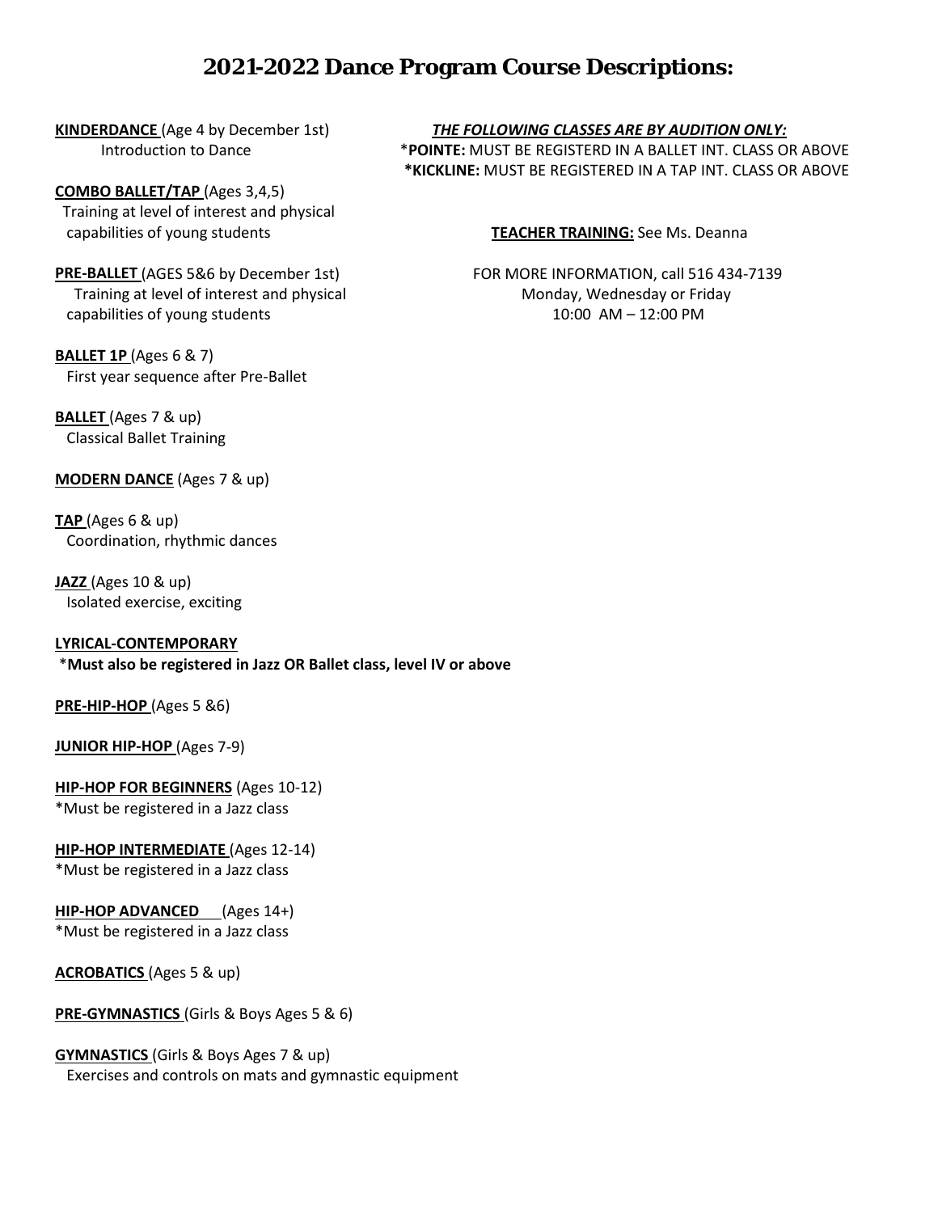# 2021-2022 Dance Program Course Descriptions:

**KINDERDANCE** (Age 4 by December 1st)
Introduction to Dance

**COMBO BALLET/TAP** (Ages 3,4,5)
Training at level of interest and physical capabilities of young students

**PRE-BALLET** (AGES 5&6 by December 1st)
Training at level of interest and physical capabilities of young students

**BALLET 1P** (Ages 6 & 7)
First year sequence after Pre-Ballet

**BALLET** (Ages 7 & up)
Classical Ballet Training

**MODERN DANCE** (Ages 7 & up)

**TAP** (Ages 6 & up)
Coordination, rhythmic dances

**JAZZ** (Ages 10 & up)
Isolated exercise, exciting

**LYRICAL-CONTEMPORARY**
*__Must also be registered in Jazz OR Ballet class, level IV or above__

**PRE-HIP-HOP** (Ages 5 &6)

**JUNIOR HIP-HOP** (Ages 7-9)

**HIP-HOP FOR BEGINNERS** (Ages 10-12)
*Must be registered in a Jazz class

**HIP-HOP INTERMEDIATE** (Ages 12-14)
*Must be registered in a Jazz class

**HIP-HOP ADVANCED** (Ages 14+)
*Must be registered in a Jazz class

**ACROBATICS** (Ages 5 & up)

**PRE-GYMNASTICS** (Girls & Boys Ages 5 & 6)

**GYMNASTICS** (Girls & Boys Ages 7 & up)
Exercises and controls on mats and gymnastic equipment

***THE FOLLOWING CLASSES ARE BY AUDITION ONLY:***

*__POINTE:__ MUST BE REGISTERD IN A BALLET INT. CLASS OR ABOVE

***KICKLINE:** MUST BE REGISTERED IN A TAP INT. CLASS OR ABOVE

**TEACHER TRAINING:** See Ms. Deanna

FOR MORE INFORMATION, call 516 434-7139
Monday, Wednesday or Friday
10:00 AM – 12:00 PM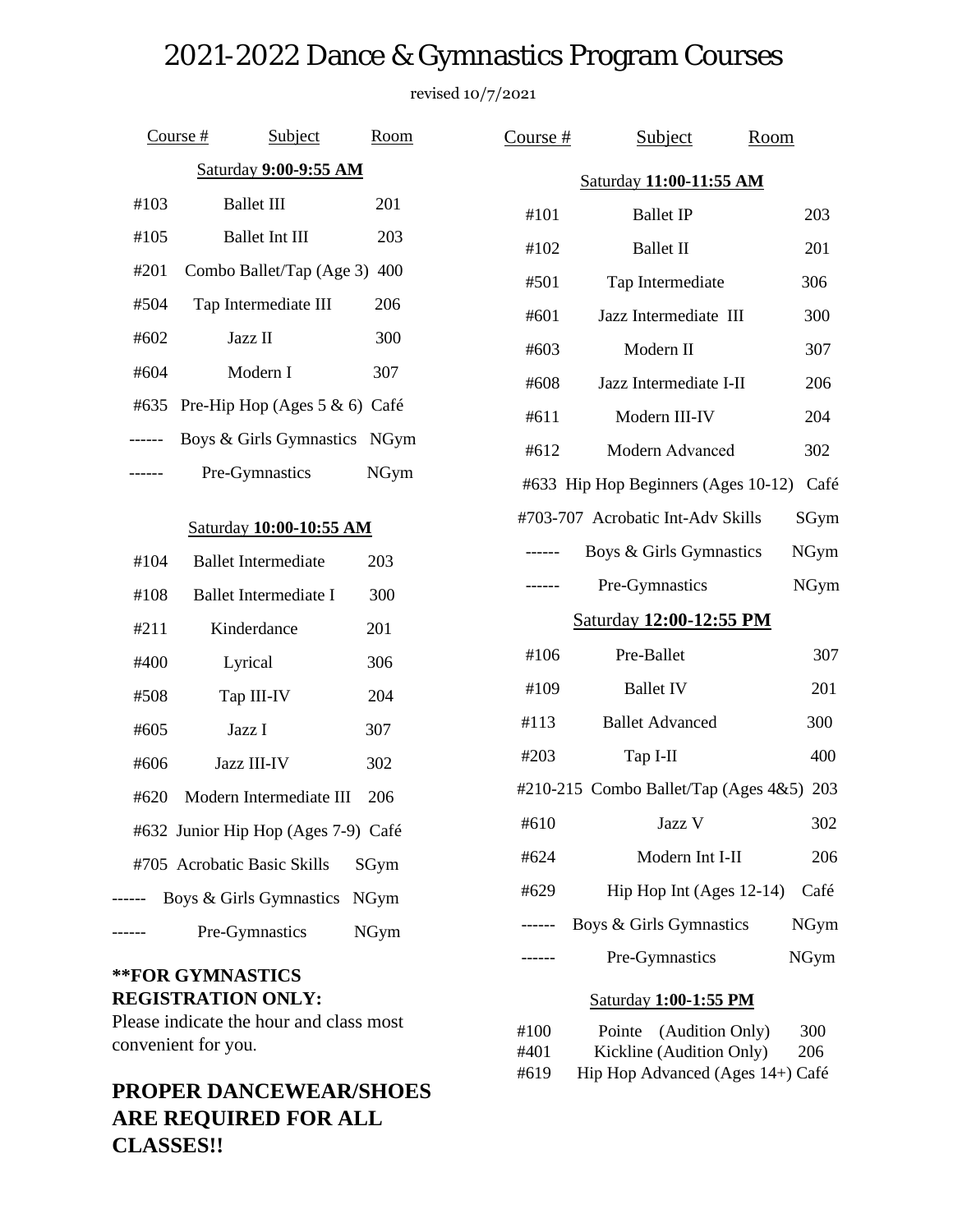# 2021-2022 Dance & Gymnastics Program Courses

revised 10/7/2021

### Saturday **9:00-9:55 AM**

| Course # | Subject | Room |
|---|---|---|
| #103 | Ballet III | 201 |
| #105 | Ballet Int III | 203 |
| #201 | Combo Ballet/Tap (Age 3) | 400 |
| #504 | Tap Intermediate III | 206 |
| #602 | Jazz II | 300 |
| #604 | Modern I | 307 |
| #635 | Pre-Hip Hop (Ages 5 & 6) | Café |
| ------ | Boys & Girls Gymnastics | NGym |
| ------ | Pre-Gymnastics | NGym |

### Saturday **10:00-10:55 AM**

| Course # | Subject | Room |
|---|---|---|
| #104 | Ballet Intermediate | 203 |
| #108 | Ballet Intermediate I | 300 |
| #211 | Kinderdance | 201 |
| #400 | Lyrical | 306 |
| #508 | Tap III-IV | 204 |
| #605 | Jazz I | 307 |
| #606 | Jazz III-IV | 302 |
| #620 | Modern Intermediate III | 206 |
| #632 | Junior Hip Hop (Ages 7-9) | Café |
| #705 | Acrobatic Basic Skills | SGym |
| ------ | Boys & Girls Gymnastics | NGym |
| ------ | Pre-Gymnastics | NGym |

**\*\*FOR GYMNASTICS REGISTRATION ONLY:**
Please indicate the hour and class most convenient for you.

## PROPER DANCEWEAR/SHOES ARE REQUIRED FOR ALL CLASSES!!

### Saturday **11:00-11:55 AM**

| Course # | Subject | Room |
|---|---|---|
| #101 | Ballet IP | 203 |
| #102 | Ballet II | 201 |
| #501 | Tap Intermediate | 306 |
| #601 | Jazz Intermediate III | 300 |
| #603 | Modern II | 307 |
| #608 | Jazz Intermediate I-II | 206 |
| #611 | Modern III-IV | 204 |
| #612 | Modern Advanced | 302 |
| #633 | Hip Hop Beginners (Ages 10-12) | Café |
| #703-707 | Acrobatic Int-Adv Skills | SGym |
| ------ | Boys & Girls Gymnastics | NGym |
| ------ | Pre-Gymnastics | NGym |

### Saturday **12:00-12:55 PM**

| Course # | Subject | Room |
|---|---|---|
| #106 | Pre-Ballet | 307 |
| #109 | Ballet IV | 201 |
| #113 | Ballet Advanced | 300 |
| #203 | Tap I-II | 400 |
| #210-215 | Combo Ballet/Tap (Ages 4&5) | 203 |
| #610 | Jazz V | 302 |
| #624 | Modern Int I-II | 206 |
| #629 | Hip Hop Int (Ages 12-14) | Café |
| ------ | Boys & Girls Gymnastics | NGym |
| ------ | Pre-Gymnastics | NGym |

### Saturday **1:00-1:55 PM**

| Course # | Subject | Room |
|---|---|---|
| #100 | Pointe (Audition Only) | 300 |
| #401 | Kickline (Audition Only) | 206 |
| #619 | Hip Hop Advanced (Ages 14+) | Café |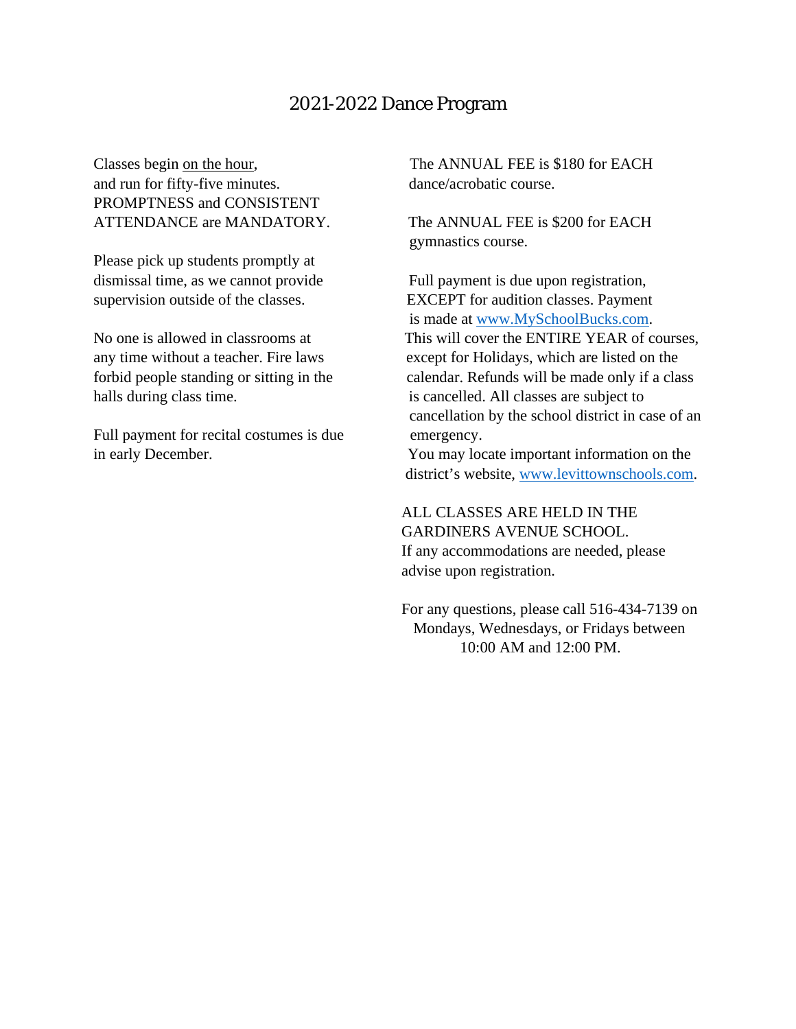# 2021-2022 Dance Program

Classes begin <u>on the hour</u>, and run for fifty-five minutes. PROMPTNESS and CONSISTENT ATTENDANCE are MANDATORY.

Please pick up students promptly at dismissal time, as we cannot provide supervision outside of the classes.

No one is allowed in classrooms at any time without a teacher. Fire laws forbid people standing or sitting in the halls during class time.

Full payment for recital costumes is due in early December.

The ANNUAL FEE is $180 for EACH dance/acrobatic course.

The ANNUAL FEE is $200 for EACH gymnastics course.

Full payment is due upon registration, EXCEPT for audition classes. Payment is made at www.MySchoolBucks.com. This will cover the ENTIRE YEAR of courses, except for Holidays, which are listed on the calendar. Refunds will be made only if a class is cancelled. All classes are subject to cancellation by the school district in case of an emergency. You may locate important information on the district's website, www.levittownschools.com.

ALL CLASSES ARE HELD IN THE GARDINERS AVENUE SCHOOL. If any accommodations are needed, please advise upon registration.

For any questions, please call 516-434-7139 on Mondays, Wednesdays, or Fridays between 10:00 AM and 12:00 PM.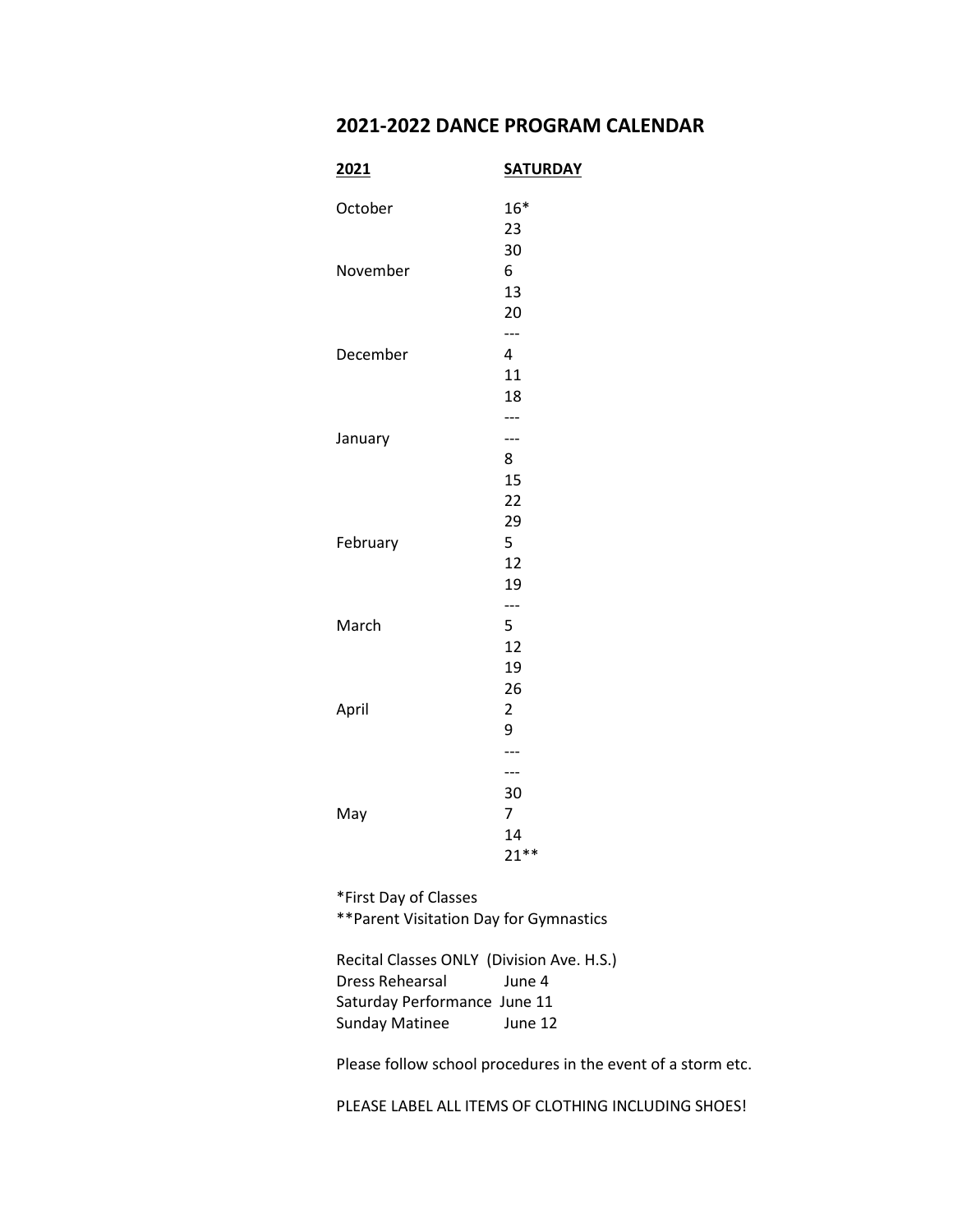## 2021-2022 DANCE PROGRAM CALENDAR

| 2021 | SATURDAY |
|---|---|
| October | 16* |
| | 23 |
| | 30 |
| November | 6 |
| | 13 |
| | 20 |
| | --- |
| December | 4 |
| | 11 |
| | 18 |
| | --- |
| January | --- |
| | 8 |
| | 15 |
| | 22 |
| | 29 |
| February | 5 |
| | 12 |
| | 19 |
| | --- |
| March | 5 |
| | 12 |
| | 19 |
| | 26 |
| April | 2 |
| | 9 |
| | --- |
| | --- |
| | 30 |
| May | 7 |
| | 14 |
| | 21** |

*First Day of Classes
**Parent Visitation Day for Gymnastics

Recital Classes ONLY (Division Ave. H.S.)

| | |
|---|---|
| Dress Rehearsal | June 4 |
| Saturday Performance | June 11 |
| Sunday Matinee | June 12 |

Please follow school procedures in the event of a storm etc.

PLEASE LABEL ALL ITEMS OF CLOTHING INCLUDING SHOES!